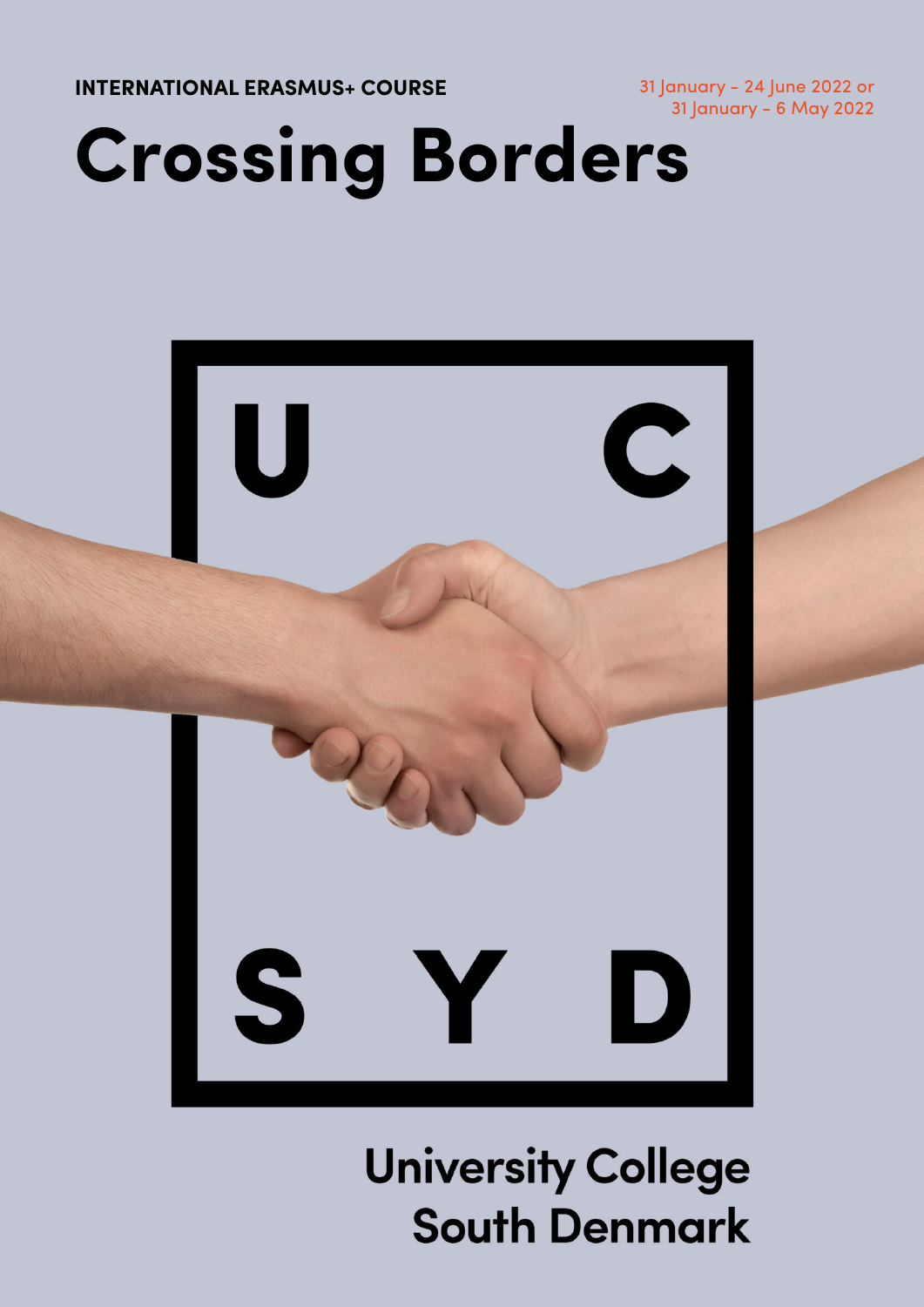INTERNATIONAL ERASMUS+ COURSE

31 January - 24 June 2022 or
31 January - 6 May 2022

# Crossing Borders

U C
S Y D

University College
South Denmark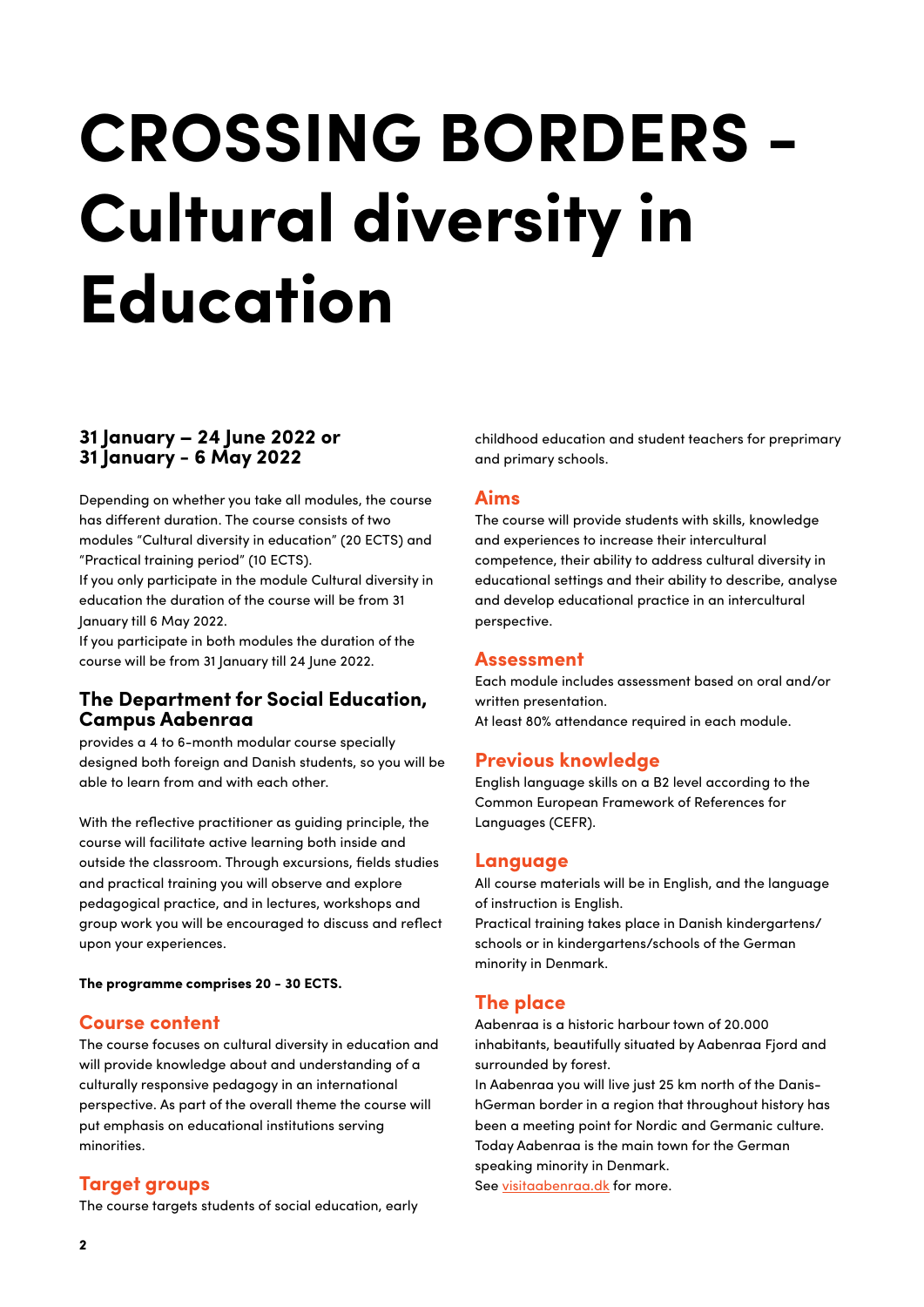# CROSSING BORDERS - Cultural diversity in Education

### 31 January – 24 June 2022 or 31 January - 6 May 2022

Depending on whether you take all modules, the course has different duration. The course consists of two modules "Cultural diversity in education" (20 ECTS) and "Practical training period" (10 ECTS).
If you only participate in the module Cultural diversity in education the duration of the course will be from 31 January till 6 May 2022.
If you participate in both modules the duration of the course will be from 31 January till 24 June 2022.

### The Department for Social Education, Campus Aabenraa

provides a 4 to 6-month modular course specially designed both foreign and Danish students, so you will be able to learn from and with each other.

With the reflective practitioner as guiding principle, the course will facilitate active learning both inside and outside the classroom. Through excursions, fields studies and practical training you will observe and explore pedagogical practice, and in lectures, workshops and group work you will be encouraged to discuss and reflect upon your experiences.

**The programme comprises 20 - 30 ECTS.**

## Course content

The course focuses on cultural diversity in education and will provide knowledge about and understanding of a culturally responsive pedagogy in an international perspective. As part of the overall theme the course will put emphasis on educational institutions serving minorities.

## Target groups

The course targets students of social education, early childhood education and student teachers for preprimary and primary schools.

## Aims

The course will provide students with skills, knowledge and experiences to increase their intercultural competence, their ability to address cultural diversity in educational settings and their ability to describe, analyse and develop educational practice in an intercultural perspective.

## Assessment

Each module includes assessment based on oral and/or written presentation.
At least 80% attendance required in each module.

## Previous knowledge

English language skills on a B2 level according to the Common European Framework of References for Languages (CEFR).

## Language

All course materials will be in English, and the language of instruction is English.
Practical training takes place in Danish kindergartens/schools or in kindergartens/schools of the German minority in Denmark.

## The place

Aabenraa is a historic harbour town of 20.000 inhabitants, beautifully situated by Aabenraa Fjord and surrounded by forest.
In Aabenraa you will live just 25 km north of the Danis-hGerman border in a region that throughout history has been a meeting point for Nordic and Germanic culture.
Today Aabenraa is the main town for the German speaking minority in Denmark.
See visitaabenraa.dk for more.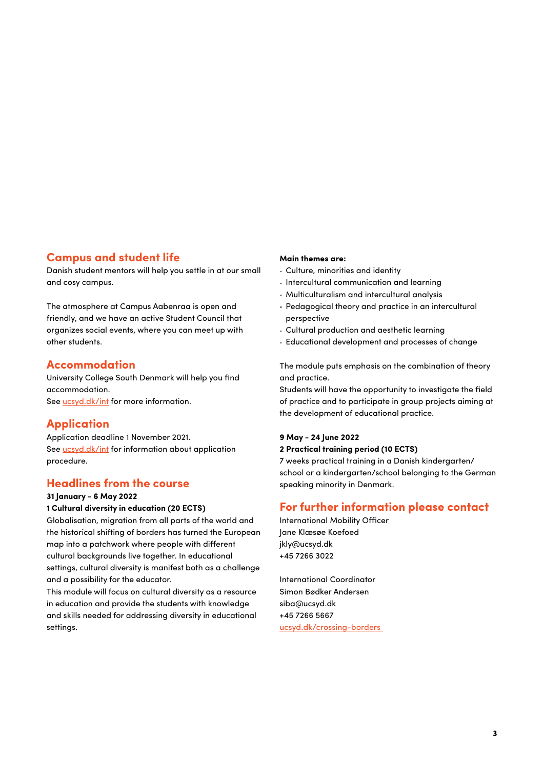## Campus and student life

Danish student mentors will help you settle in at our small and cosy campus.

The atmosphere at Campus Aabenraa is open and friendly, and we have an active Student Council that organizes social events, where you can meet up with other students.

## Accommodation

University College South Denmark will help you find accommodation.
See ucsyd.dk/int for more information.

## Application

Application deadline 1 November 2021.
See ucsyd.dk/int for information about application procedure.

## Headlines from the course

**31 January – 6 May 2022**

**1 Cultural diversity in education (20 ECTS)**

Globalisation, migration from all parts of the world and the historical shifting of borders has turned the European map into a patchwork where people with different cultural backgrounds live together. In educational settings, cultural diversity is manifest both as a challenge and a possibility for the educator.
This module will focus on cultural diversity as a resource in education and provide the students with knowledge and skills needed for addressing diversity in educational settings.

**Main themes are:**

- Culture, minorities and identity
- Intercultural communication and learning
- Multiculturalism and intercultural analysis
- Pedagogical theory and practice in an intercultural perspective
- Cultural production and aesthetic learning
- Educational development and processes of change

The module puts emphasis on the combination of theory and practice.
Students will have the opportunity to investigate the field of practice and to participate in group projects aiming at the development of educational practice.

**9 May – 24 June 2022**

**2 Practical training period (10 ECTS)**

7 weeks practical training in a Danish kindergarten/school or a kindergarten/school belonging to the German speaking minority in Denmark.

## For further information please contact

International Mobility Officer
Jane Klæsøe Koefoed
jkly@ucsyd.dk
+45 7266 3022

International Coordinator
Simon Bødker Andersen
siba@ucsyd.dk
+45 7266 5667
ucsyd.dk/crossing-borders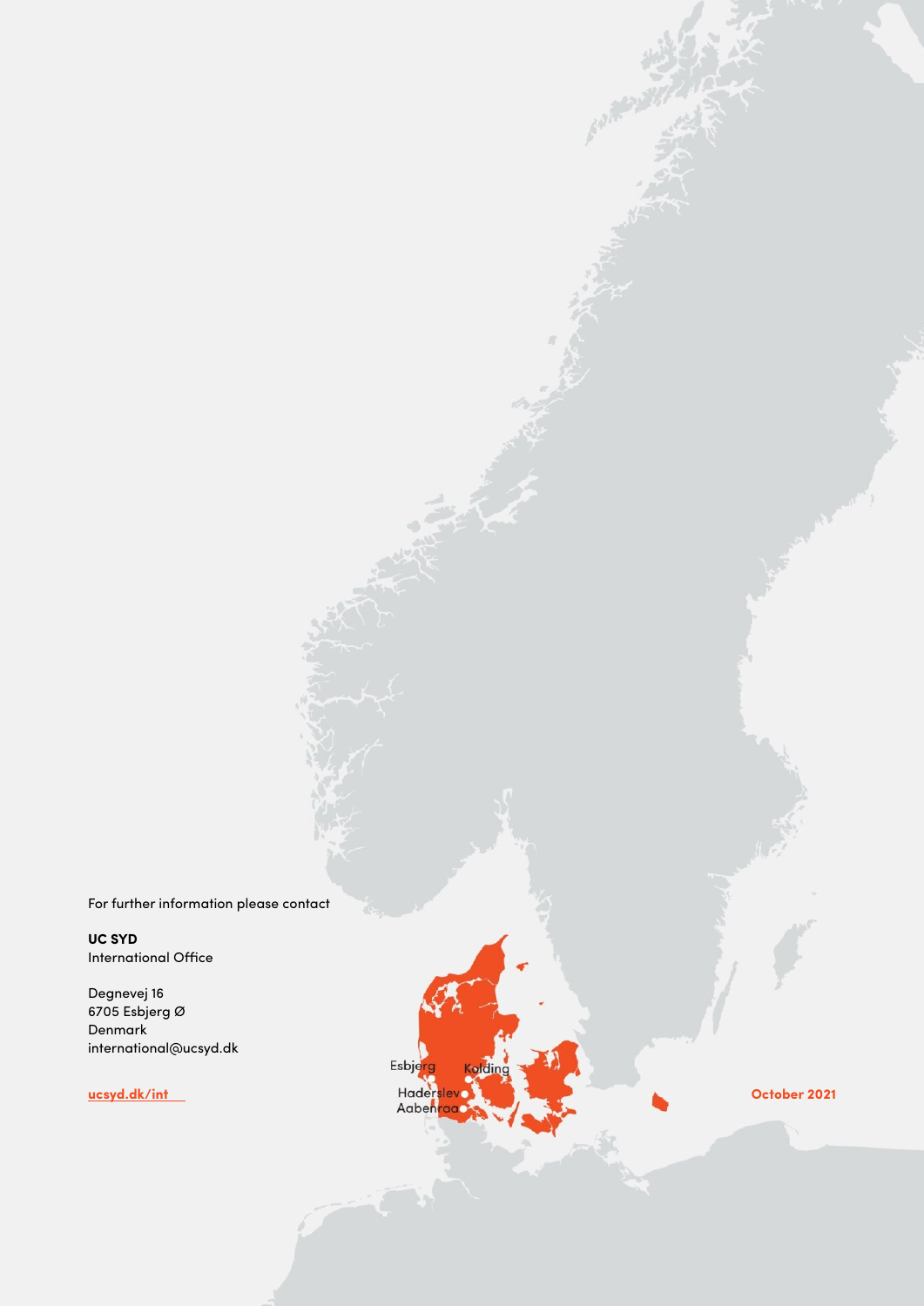For further information please contact

**UC SYD**
International Office

Degnevej 16
6705 Esbjerg Ø
Denmark
international@ucsyd.dk

ucsyd.dk/int

Esbjerg
Kolding
Haderslev
Aabenraa

October 2021